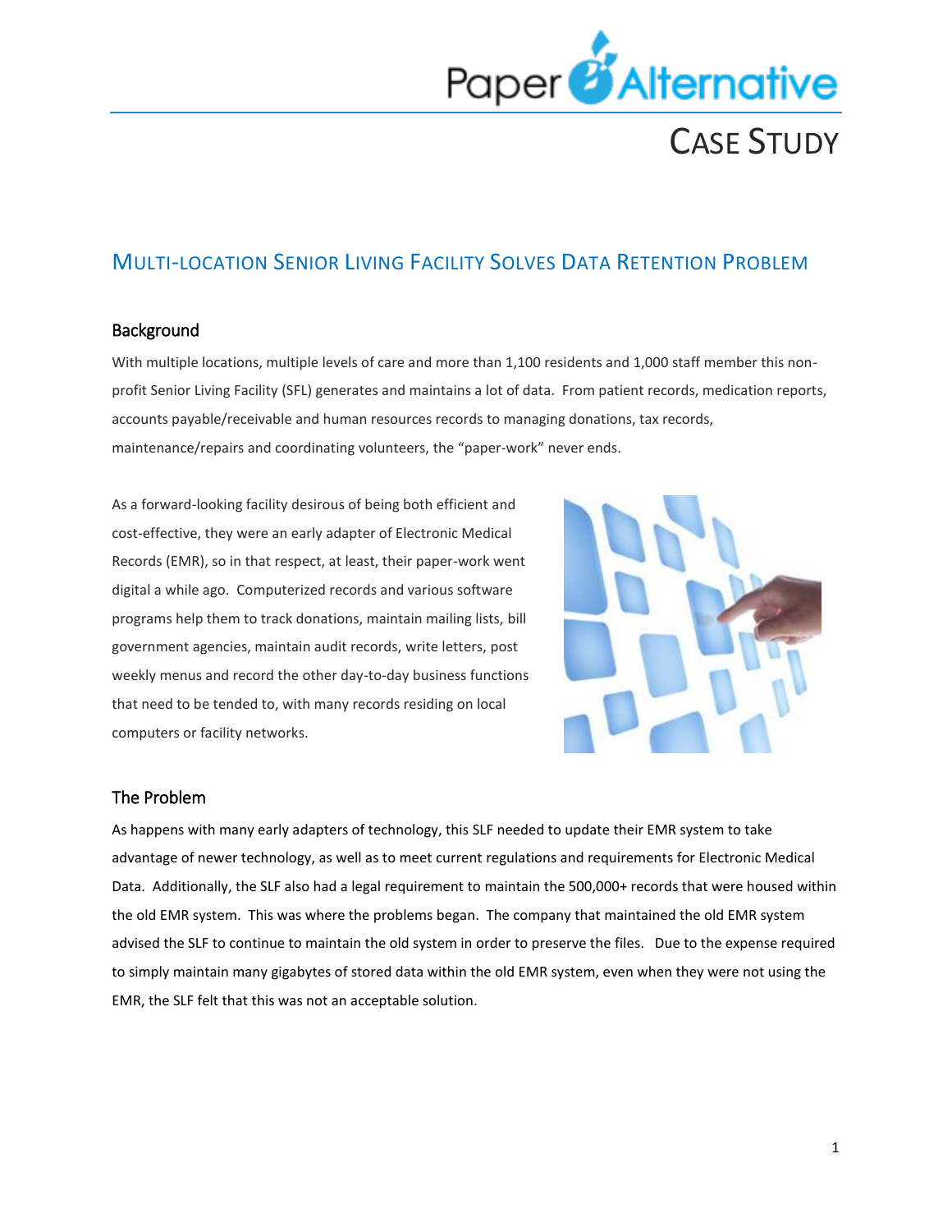# CASE STUDY

## MULTI-LOCATION SENIOR LIVING FACILITY SOLVES DATA RETENTION PROBLEM

### Background

With multiple locations, multiple levels of care and more than 1,100 residents and 1,000 staff member this non-profit Senior Living Facility (SFL) generates and maintains a lot of data. From patient records, medication reports, accounts payable/receivable and human resources records to managing donations, tax records, maintenance/repairs and coordinating volunteers, the "paper-work" never ends.

As a forward-looking facility desirous of being both efficient and cost-effective, they were an early adapter of Electronic Medical Records (EMR), so in that respect, at least, their paper-work went digital a while ago. Computerized records and various software programs help them to track donations, maintain mailing lists, bill government agencies, maintain audit records, write letters, post weekly menus and record the other day-to-day business functions that need to be tended to, with many records residing on local computers or facility networks.

### The Problem

As happens with many early adapters of technology, this SLF needed to update their EMR system to take advantage of newer technology, as well as to meet current regulations and requirements for Electronic Medical Data. Additionally, the SLF also had a legal requirement to maintain the 500,000+ records that were housed within the old EMR system. This was where the problems began. The company that maintained the old EMR system advised the SLF to continue to maintain the old system in order to preserve the files. Due to the expense required to simply maintain many gigabytes of stored data within the old EMR system, even when they were not using the EMR, the SLF felt that this was not an acceptable solution.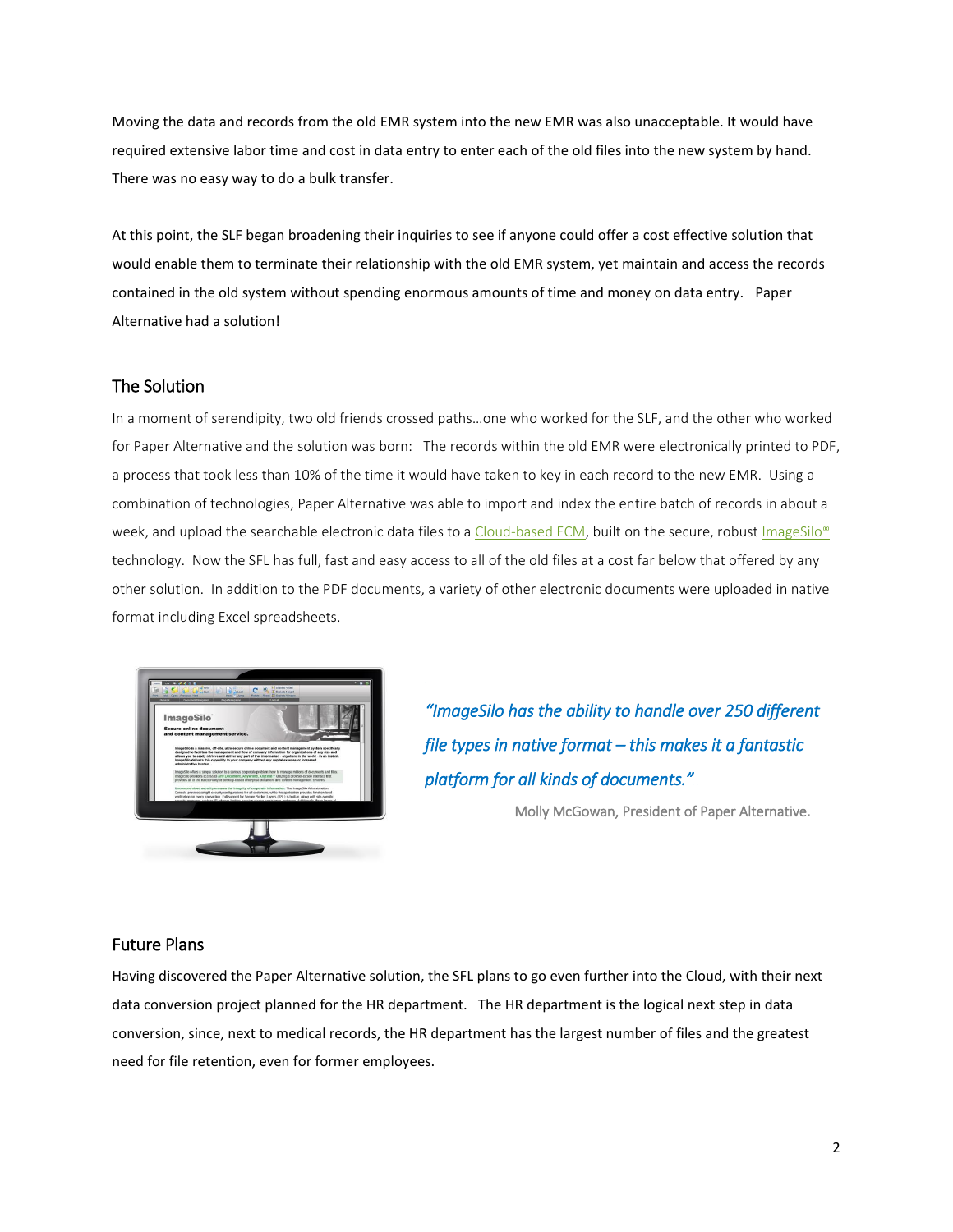Moving the data and records from the old EMR system into the new EMR was also unacceptable. It would have required extensive labor time and cost in data entry to enter each of the old files into the new system by hand. There was no easy way to do a bulk transfer.

At this point, the SLF began broadening their inquiries to see if anyone could offer a cost effective solution that would enable them to terminate their relationship with the old EMR system, yet maintain and access the records contained in the old system without spending enormous amounts of time and money on data entry. Paper Alternative had a solution!

## The Solution

In a moment of serendipity, two old friends crossed paths…one who worked for the SLF, and the other who worked for Paper Alternative and the solution was born: The records within the old EMR were electronically printed to PDF, a process that took less than 10% of the time it would have taken to key in each record to the new EMR. Using a combination of technologies, Paper Alternative was able to import and index the entire batch of records in about a week, and upload the searchable electronic data files to a Cloud-based ECM, built on the secure, robust ImageSilo® technology. Now the SFL has full, fast and easy access to all of the old files at a cost far below that offered by any other solution. In addition to the PDF documents, a variety of other electronic documents were uploaded in native format including Excel spreadsheets.

*"ImageSilo has the ability to handle over 250 different file types in native format – this makes it a fantastic platform for all kinds of documents."*

Molly McGowan, President of Paper Alternative.

## Future Plans

Having discovered the Paper Alternative solution, the SFL plans to go even further into the Cloud, with their next data conversion project planned for the HR department. The HR department is the logical next step in data conversion, since, next to medical records, the HR department has the largest number of files and the greatest need for file retention, even for former employees.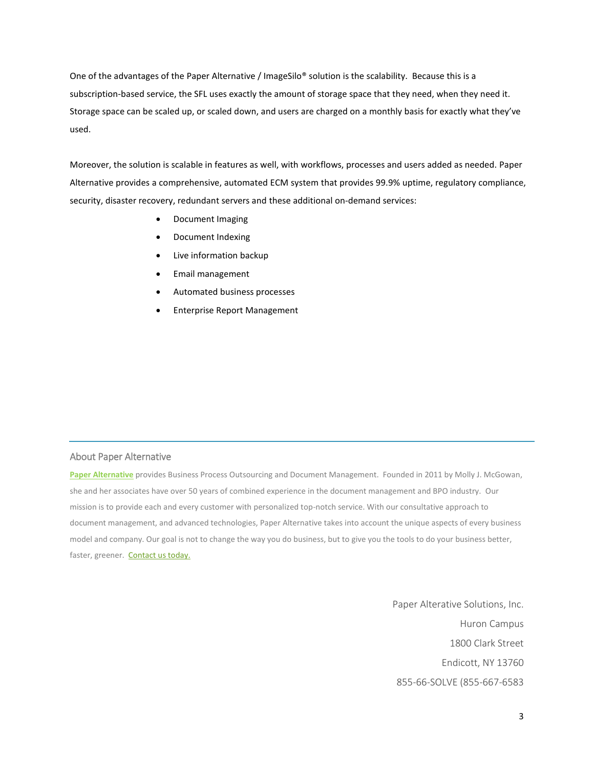One of the advantages of the Paper Alternative / ImageSilo® solution is the scalability. Because this is a subscription-based service, the SFL uses exactly the amount of storage space that they need, when they need it. Storage space can be scaled up, or scaled down, and users are charged on a monthly basis for exactly what they've used.

Moreover, the solution is scalable in features as well, with workflows, processes and users added as needed. Paper Alternative provides a comprehensive, automated ECM system that provides 99.9% uptime, regulatory compliance, security, disaster recovery, redundant servers and these additional on-demand services:

- Document Imaging
- Document Indexing
- Live information backup
- Email management
- Automated business processes
- Enterprise Report Management

---

## About Paper Alternative

**Paper Alternative** provides Business Process Outsourcing and Document Management. Founded in 2011 by Molly J. McGowan, she and her associates have over 50 years of combined experience in the document management and BPO industry. Our mission is to provide each and every customer with personalized top-notch service. With our consultative approach to document management, and advanced technologies, Paper Alternative takes into account the unique aspects of every business model and company. Our goal is not to change the way you do business, but to give you the tools to do your business better, faster, greener. Contact us today.

Paper Alterative Solutions, Inc.
Huron Campus
1800 Clark Street
Endicott, NY 13760
855-66-SOLVE (855-667-6583